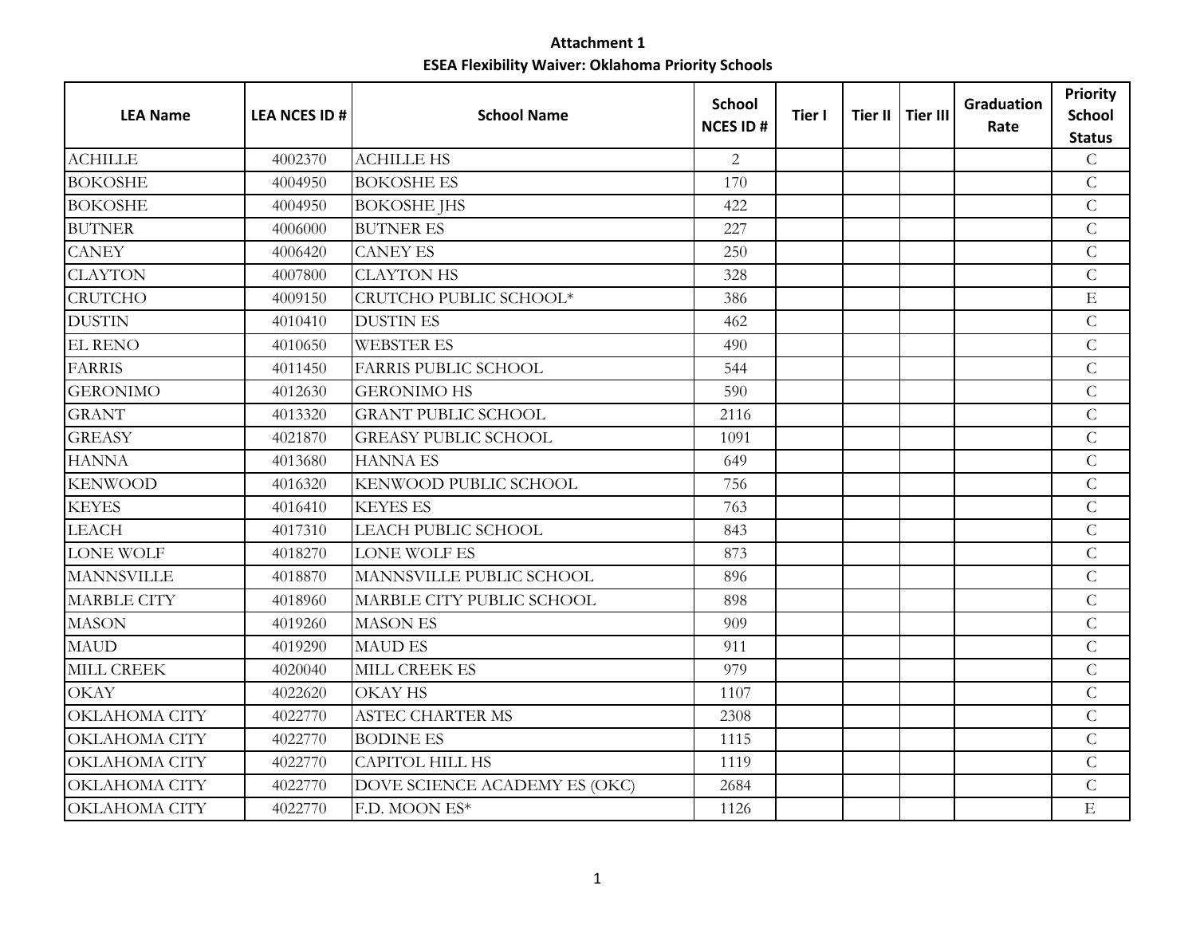**Attachment 1**

**ESEA Flexibility Waiver: Oklahoma Priority Schools**

| LEA Name | LEA NCES ID # | School Name | School NCES ID # | Tier I | Tier II | Tier III | Graduation Rate | Priority School Status |
|---|---|---|---|---|---|---|---|---|
| ACHILLE | 4002370 | ACHILLE HS | 2 | | | | | C |
| BOKOSHE | 4004950 | BOKOSHE ES | 170 | | | | | C |
| BOKOSHE | 4004950 | BOKOSHE JHS | 422 | | | | | C |
| BUTNER | 4006000 | BUTNER ES | 227 | | | | | C |
| CANEY | 4006420 | CANEY ES | 250 | | | | | C |
| CLAYTON | 4007800 | CLAYTON HS | 328 | | | | | C |
| CRUTCHO | 4009150 | CRUTCHO PUBLIC SCHOOL* | 386 | | | | | E |
| DUSTIN | 4010410 | DUSTIN ES | 462 | | | | | C |
| EL RENO | 4010650 | WEBSTER ES | 490 | | | | | C |
| FARRIS | 4011450 | FARRIS PUBLIC SCHOOL | 544 | | | | | C |
| GERONIMO | 4012630 | GERONIMO HS | 590 | | | | | C |
| GRANT | 4013320 | GRANT PUBLIC SCHOOL | 2116 | | | | | C |
| GREASY | 4021870 | GREASY PUBLIC SCHOOL | 1091 | | | | | C |
| HANNA | 4013680 | HANNA ES | 649 | | | | | C |
| KENWOOD | 4016320 | KENWOOD PUBLIC SCHOOL | 756 | | | | | C |
| KEYES | 4016410 | KEYES ES | 763 | | | | | C |
| LEACH | 4017310 | LEACH PUBLIC SCHOOL | 843 | | | | | C |
| LONE WOLF | 4018270 | LONE WOLF ES | 873 | | | | | C |
| MANNSVILLE | 4018870 | MANNSVILLE PUBLIC SCHOOL | 896 | | | | | C |
| MARBLE CITY | 4018960 | MARBLE CITY PUBLIC SCHOOL | 898 | | | | | C |
| MASON | 4019260 | MASON ES | 909 | | | | | C |
| MAUD | 4019290 | MAUD ES | 911 | | | | | C |
| MILL CREEK | 4020040 | MILL CREEK ES | 979 | | | | | C |
| OKAY | 4022620 | OKAY HS | 1107 | | | | | C |
| OKLAHOMA CITY | 4022770 | ASTEC CHARTER MS | 2308 | | | | | C |
| OKLAHOMA CITY | 4022770 | BODINE ES | 1115 | | | | | C |
| OKLAHOMA CITY | 4022770 | CAPITOL HILL HS | 1119 | | | | | C |
| OKLAHOMA CITY | 4022770 | DOVE SCIENCE ACADEMY ES (OKC) | 2684 | | | | | C |
| OKLAHOMA CITY | 4022770 | F.D. MOON ES* | 1126 | | | | | E |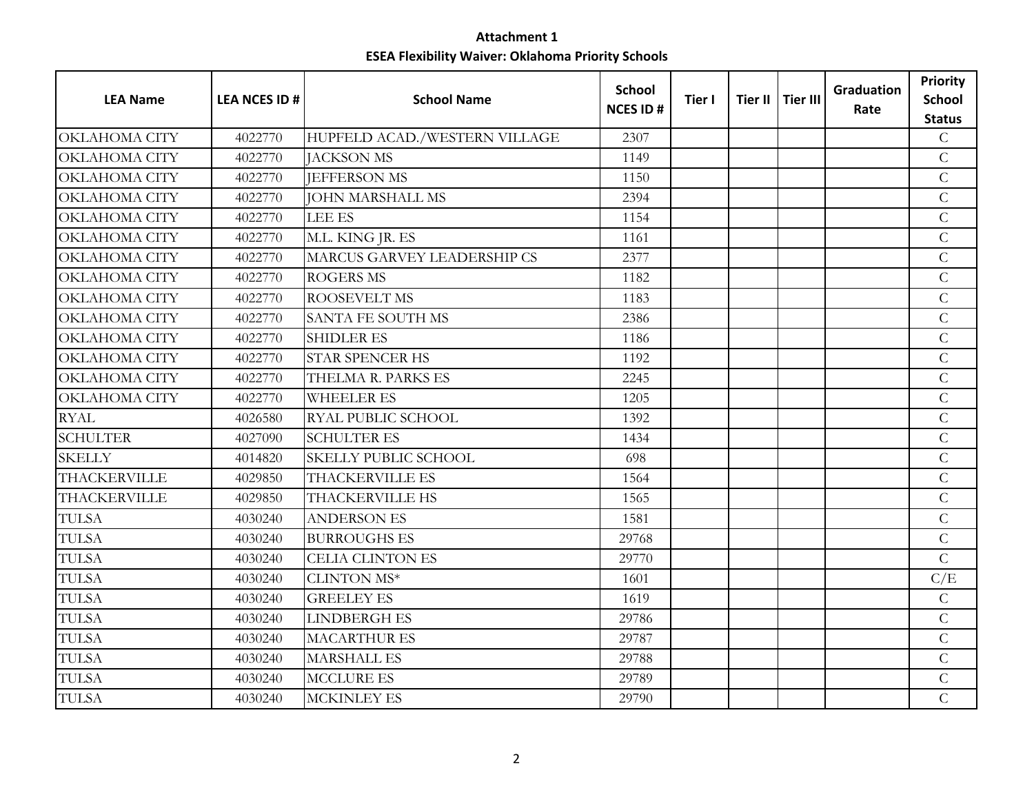**Attachment 1**

**ESEA Flexibility Waiver: Oklahoma Priority Schools**

| LEA Name | LEA NCES ID # | School Name | School NCES ID # | Tier I | Tier II | Tier III | Graduation Rate | Priority School Status |
|---|---|---|---|---|---|---|---|---|
| OKLAHOMA CITY | 4022770 | HUPFELD ACAD./WESTERN VILLAGE | 2307 | | | | | C |
| OKLAHOMA CITY | 4022770 | JACKSON MS | 1149 | | | | | C |
| OKLAHOMA CITY | 4022770 | JEFFERSON MS | 1150 | | | | | C |
| OKLAHOMA CITY | 4022770 | JOHN MARSHALL MS | 2394 | | | | | C |
| OKLAHOMA CITY | 4022770 | LEE ES | 1154 | | | | | C |
| OKLAHOMA CITY | 4022770 | M.L. KING JR. ES | 1161 | | | | | C |
| OKLAHOMA CITY | 4022770 | MARCUS GARVEY LEADERSHIP CS | 2377 | | | | | C |
| OKLAHOMA CITY | 4022770 | ROGERS MS | 1182 | | | | | C |
| OKLAHOMA CITY | 4022770 | ROOSEVELT MS | 1183 | | | | | C |
| OKLAHOMA CITY | 4022770 | SANTA FE SOUTH MS | 2386 | | | | | C |
| OKLAHOMA CITY | 4022770 | SHIDLER ES | 1186 | | | | | C |
| OKLAHOMA CITY | 4022770 | STAR SPENCER HS | 1192 | | | | | C |
| OKLAHOMA CITY | 4022770 | THELMA R. PARKS ES | 2245 | | | | | C |
| OKLAHOMA CITY | 4022770 | WHEELER ES | 1205 | | | | | C |
| RYAL | 4026580 | RYAL PUBLIC SCHOOL | 1392 | | | | | C |
| SCHULTER | 4027090 | SCHULTER ES | 1434 | | | | | C |
| SKELLY | 4014820 | SKELLY PUBLIC SCHOOL | 698 | | | | | C |
| THACKERVILLE | 4029850 | THACKERVILLE ES | 1564 | | | | | C |
| THACKERVILLE | 4029850 | THACKERVILLE HS | 1565 | | | | | C |
| TULSA | 4030240 | ANDERSON ES | 1581 | | | | | C |
| TULSA | 4030240 | BURROUGHS ES | 29768 | | | | | C |
| TULSA | 4030240 | CELIA CLINTON ES | 29770 | | | | | C |
| TULSA | 4030240 | CLINTON MS* | 1601 | | | | | C/E |
| TULSA | 4030240 | GREELEY ES | 1619 | | | | | C |
| TULSA | 4030240 | LINDBERGH ES | 29786 | | | | | C |
| TULSA | 4030240 | MACARTHUR ES | 29787 | | | | | C |
| TULSA | 4030240 | MARSHALL ES | 29788 | | | | | C |
| TULSA | 4030240 | MCCLURE ES | 29789 | | | | | C |
| TULSA | 4030240 | MCKINLEY ES | 29790 | | | | | C |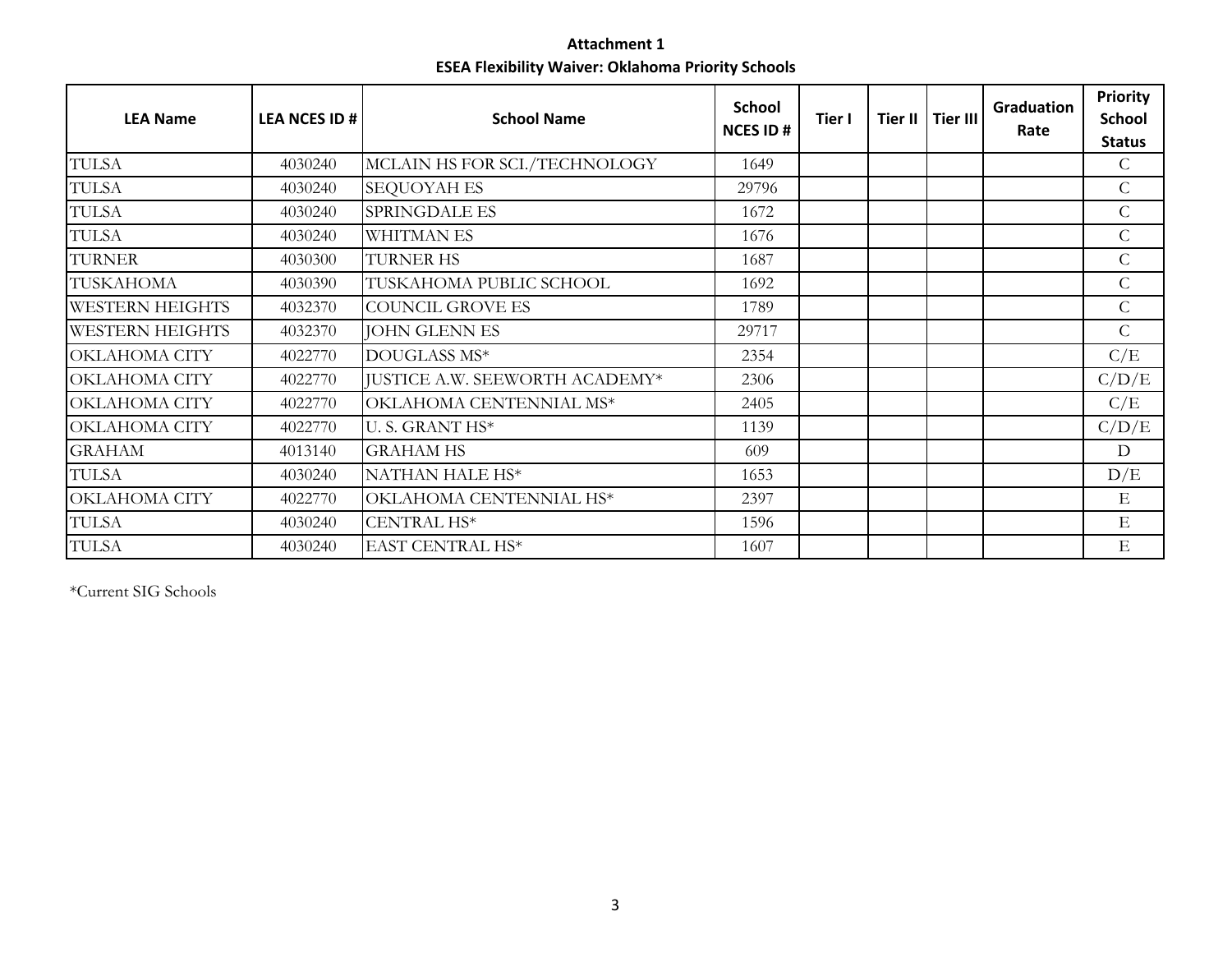**Attachment 1**

**ESEA Flexibility Waiver: Oklahoma Priority Schools**

| LEA Name | LEA NCES ID # | School Name | School NCES ID # | Tier I | Tier II | Tier III | Graduation Rate | Priority School Status |
|---|---|---|---|---|---|---|---|---|
| TULSA | 4030240 | MCLAIN HS FOR SCI./TECHNOLOGY | 1649 | | | | | C |
| TULSA | 4030240 | SEQUOYAH ES | 29796 | | | | | C |
| TULSA | 4030240 | SPRINGDALE ES | 1672 | | | | | C |
| TULSA | 4030240 | WHITMAN ES | 1676 | | | | | C |
| TURNER | 4030300 | TURNER HS | 1687 | | | | | C |
| TUSKAHOMA | 4030390 | TUSKAHOMA PUBLIC SCHOOL | 1692 | | | | | C |
| WESTERN HEIGHTS | 4032370 | COUNCIL GROVE ES | 1789 | | | | | C |
| WESTERN HEIGHTS | 4032370 | JOHN GLENN ES | 29717 | | | | | C |
| OKLAHOMA CITY | 4022770 | DOUGLASS MS* | 2354 | | | | | C/E |
| OKLAHOMA CITY | 4022770 | JUSTICE A.W. SEEWORTH ACADEMY* | 2306 | | | | | C/D/E |
| OKLAHOMA CITY | 4022770 | OKLAHOMA CENTENNIAL MS* | 2405 | | | | | C/E |
| OKLAHOMA CITY | 4022770 | U. S. GRANT HS* | 1139 | | | | | C/D/E |
| GRAHAM | 4013140 | GRAHAM HS | 609 | | | | | D |
| TULSA | 4030240 | NATHAN HALE HS* | 1653 | | | | | D/E |
| OKLAHOMA CITY | 4022770 | OKLAHOMA CENTENNIAL HS* | 2397 | | | | | E |
| TULSA | 4030240 | CENTRAL HS* | 1596 | | | | | E |
| TULSA | 4030240 | EAST CENTRAL HS* | 1607 | | | | | E |

*Current SIG Schools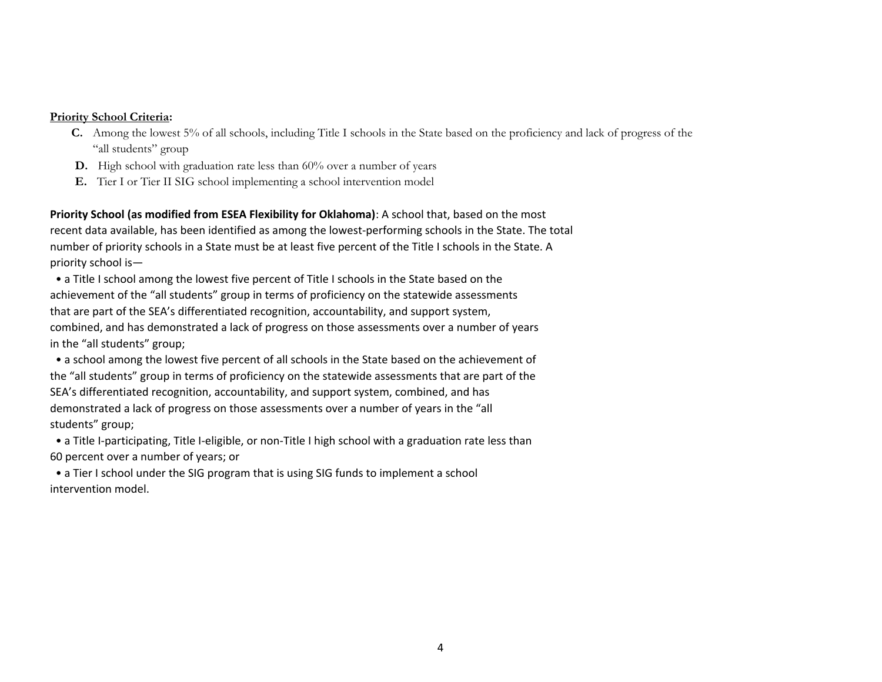**Priority School Criteria:**

C. Among the lowest 5% of all schools, including Title I schools in the State based on the proficiency and lack of progress of the "all students" group

D. High school with graduation rate less than 60% over a number of years

E. Tier I or Tier II SIG school implementing a school intervention model

**Priority School (as modified from ESEA Flexibility for Oklahoma)**: A school that, based on the most recent data available, has been identified as among the lowest-performing schools in the State. The total number of priority schools in a State must be at least five percent of the Title I schools in the State. A priority school is—

- a Title I school among the lowest five percent of Title I schools in the State based on the achievement of the "all students" group in terms of proficiency on the statewide assessments that are part of the SEA's differentiated recognition, accountability, and support system, combined, and has demonstrated a lack of progress on those assessments over a number of years in the "all students" group;
- a school among the lowest five percent of all schools in the State based on the achievement of the "all students" group in terms of proficiency on the statewide assessments that are part of the SEA's differentiated recognition, accountability, and support system, combined, and has demonstrated a lack of progress on those assessments over a number of years in the "all students" group;
- a Title I-participating, Title I-eligible, or non-Title I high school with a graduation rate less than 60 percent over a number of years; or
- a Tier I school under the SIG program that is using SIG funds to implement a school intervention model.